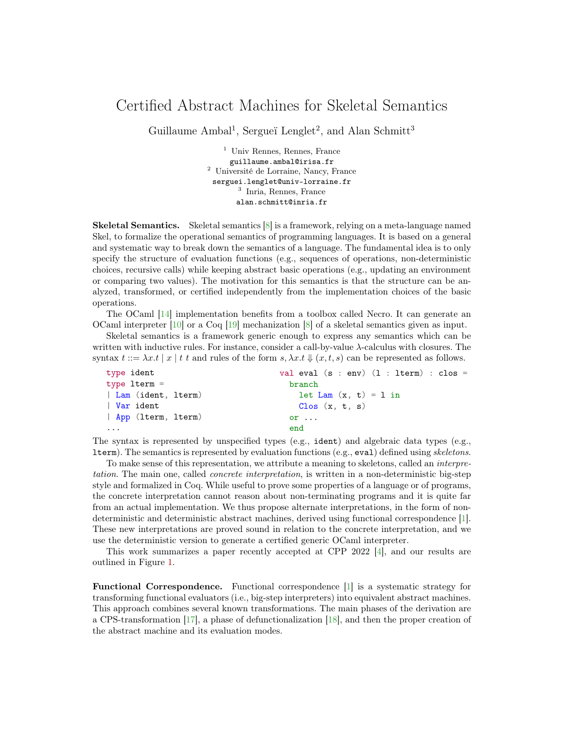# Certified Abstract Machines for Skeletal Semantics

Guillaume Ambal[1], Sergueï Lenglet[2], and Alan Schmitt[3]

[1] Univ Rennes, Rennes, France
guillaume.ambal@irisa.fr
[2] Université de Lorraine, Nancy, France
serguei.lenglet@univ-lorraine.fr
[3] Inria, Rennes, France
alan.schmitt@inria.fr

**Skeletal Semantics.** Skeletal semantics [8] is a framework, relying on a meta-language named Skel, to formalize the operational semantics of programming languages. It is based on a general and systematic way to break down the semantics of a language. The fundamental idea is to only specify the structure of evaluation functions (e.g., sequences of operations, non-deterministic choices, recursive calls) while keeping abstract basic operations (e.g., updating an environment or comparing two values). The motivation for this semantics is that the structure can be analyzed, transformed, or certified independently from the implementation choices of the basic operations.

The OCaml [14] implementation benefits from a toolbox called Necro. It can generate an OCaml interpreter [10] or a Coq [19] mechanization [8] of a skeletal semantics given as input.

Skeletal semantics is a framework generic enough to express any semantics which can be written with inductive rules. For instance, consider a call-by-value $\lambda$-calculus with closures. The syntax $t ::= \lambda x.t \mid x \mid t\ t$ and rules of the form $s, \lambda x.t \Downarrow (x, t, s)$ can be represented as follows.

```
type ident
type lterm =
| Lam (ident, lterm)
| Var ident
| App (lterm, lterm)
...
```

```
val eval (s : env) (l : lterm) : clos =
  branch
    let Lam (x, t) = l in
    Clos (x, t, s)
  or ...
  end
```

The syntax is represented by unspecified types (e.g., `ident`) and algebraic data types (e.g., `lterm`). The semantics is represented by evaluation functions (e.g., `eval`) defined using *skeletons*.

To make sense of this representation, we attribute a meaning to skeletons, called an *interpretation*. The main one, called *concrete interpretation*, is written in a non-deterministic big-step style and formalized in Coq. While useful to prove some properties of a language or of programs, the concrete interpretation cannot reason about non-terminating programs and it is quite far from an actual implementation. We thus propose alternate interpretations, in the form of non-deterministic and deterministic abstract machines, derived using functional correspondence [1]. These new interpretations are proved sound in relation to the concrete interpretation, and we use the deterministic version to generate a certified generic OCaml interpreter.

This work summarizes a paper recently accepted at CPP 2022 [4], and our results are outlined in Figure 1.

**Functional Correspondence.** Functional correspondence [1] is a systematic strategy for transforming functional evaluators (i.e., big-step interpreters) into equivalent abstract machines. This approach combines several known transformations. The main phases of the derivation are a CPS-transformation [17], a phase of defunctionalization [18], and then the proper creation of the abstract machine and its evaluation modes.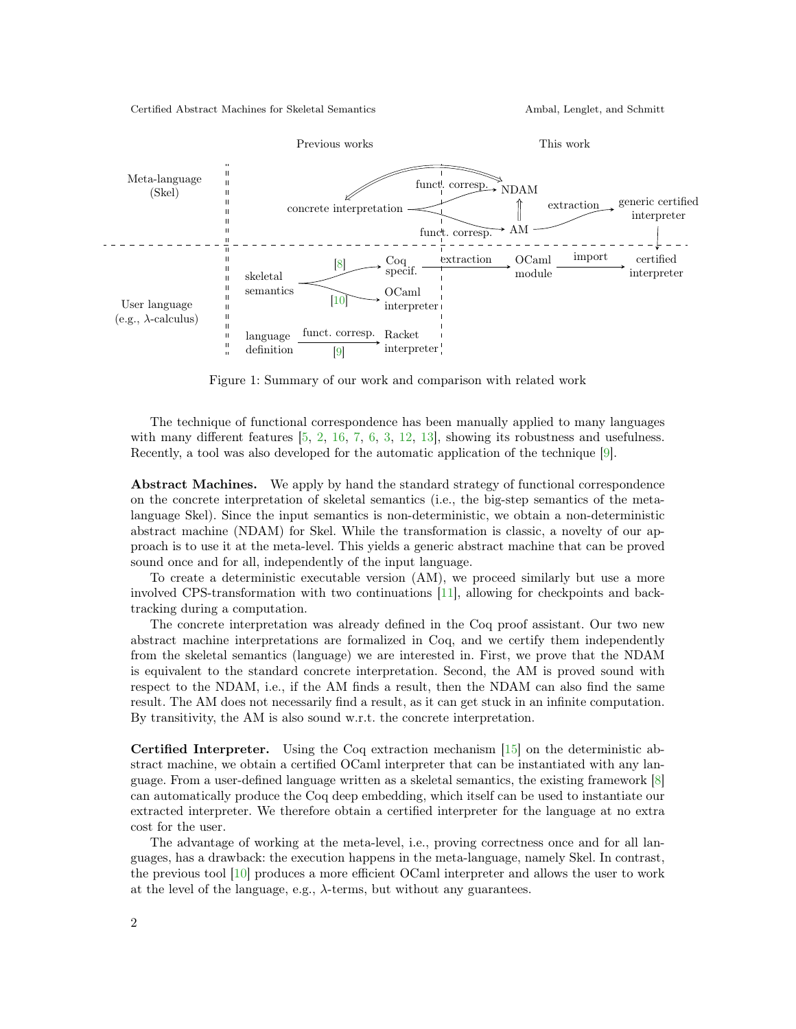Figure 1: Summary of our work and comparison with related work

The technique of functional correspondence has been manually applied to many languages with many different features [5, 2, 16, 7, 6, 3, 12, 13], showing its robustness and usefulness. Recently, a tool was also developed for the automatic application of the technique [9].

**Abstract Machines.** We apply by hand the standard strategy of functional correspondence on the concrete interpretation of skeletal semantics (i.e., the big-step semantics of the meta-language Skel). Since the input semantics is non-deterministic, we obtain a non-deterministic abstract machine (NDAM) for Skel. While the transformation is classic, a novelty of our approach is to use it at the meta-level. This yields a generic abstract machine that can be proved sound once and for all, independently of the input language.

To create a deterministic executable version (AM), we proceed similarly but use a more involved CPS-transformation with two continuations [11], allowing for checkpoints and backtracking during a computation.

The concrete interpretation was already defined in the Coq proof assistant. Our two new abstract machine interpretations are formalized in Coq, and we certify them independently from the skeletal semantics (language) we are interested in. First, we prove that the NDAM is equivalent to the standard concrete interpretation. Second, the AM is proved sound with respect to the NDAM, i.e., if the AM finds a result, then the NDAM can also find the same result. The AM does not necessarily find a result, as it can get stuck in an infinite computation. By transitivity, the AM is also sound w.r.t. the concrete interpretation.

**Certified Interpreter.** Using the Coq extraction mechanism [15] on the deterministic abstract machine, we obtain a certified OCaml interpreter that can be instantiated with any language. From a user-defined language written as a skeletal semantics, the existing framework [8] can automatically produce the Coq deep embedding, which itself can be used to instantiate our extracted interpreter. We therefore obtain a certified interpreter for the language at no extra cost for the user.

The advantage of working at the meta-level, i.e., proving correctness once and for all languages, has a drawback: the execution happens in the meta-language, namely Skel. In contrast, the previous tool [10] produces a more efficient OCaml interpreter and allows the user to work at the level of the language, e.g., $\lambda$-terms, but without any guarantees.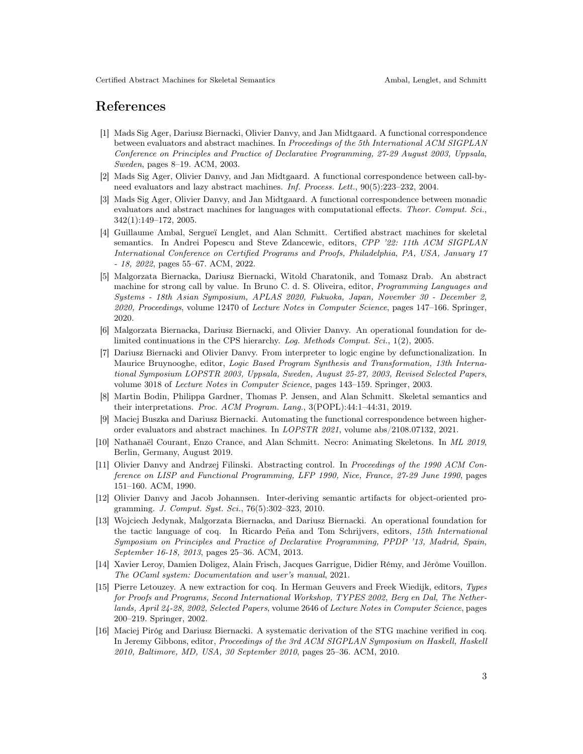# References

[1] Mads Sig Ager, Dariusz Biernacki, Olivier Danvy, and Jan Midtgaard. A functional correspondence between evaluators and abstract machines. In *Proceedings of the 5th International ACM SIGPLAN Conference on Principles and Practice of Declarative Programming, 27-29 August 2003, Uppsala, Sweden*, pages 8–19. ACM, 2003.

[2] Mads Sig Ager, Olivier Danvy, and Jan Midtgaard. A functional correspondence between call-by-need evaluators and lazy abstract machines. *Inf. Process. Lett.*, 90(5):223–232, 2004.

[3] Mads Sig Ager, Olivier Danvy, and Jan Midtgaard. A functional correspondence between monadic evaluators and abstract machines for languages with computational effects. *Theor. Comput. Sci.*, 342(1):149–172, 2005.

[4] Guillaume Ambal, Sergueï Lenglet, and Alan Schmitt. Certified abstract machines for skeletal semantics. In Andrei Popescu and Steve Zdancewic, editors, *CPP '22: 11th ACM SIGPLAN International Conference on Certified Programs and Proofs, Philadelphia, PA, USA, January 17 - 18, 2022*, pages 55–67. ACM, 2022.

[5] Malgorzata Biernacka, Dariusz Biernacki, Witold Charatonik, and Tomasz Drab. An abstract machine for strong call by value. In Bruno C. d. S. Oliveira, editor, *Programming Languages and Systems - 18th Asian Symposium, APLAS 2020, Fukuoka, Japan, November 30 - December 2, 2020, Proceedings*, volume 12470 of *Lecture Notes in Computer Science*, pages 147–166. Springer, 2020.

[6] Malgorzata Biernacka, Dariusz Biernacki, and Olivier Danvy. An operational foundation for delimited continuations in the CPS hierarchy. *Log. Methods Comput. Sci.*, 1(2), 2005.

[7] Dariusz Biernacki and Olivier Danvy. From interpreter to logic engine by defunctionalization. In Maurice Bruynooghe, editor, *Logic Based Program Synthesis and Transformation, 13th International Symposium LOPSTR 2003, Uppsala, Sweden, August 25-27, 2003, Revised Selected Papers*, volume 3018 of *Lecture Notes in Computer Science*, pages 143–159. Springer, 2003.

[8] Martin Bodin, Philippa Gardner, Thomas P. Jensen, and Alan Schmitt. Skeletal semantics and their interpretations. *Proc. ACM Program. Lang.*, 3(POPL):44:1–44:31, 2019.

[9] Maciej Buszka and Dariusz Biernacki. Automating the functional correspondence between higher-order evaluators and abstract machines. In *LOPSTR 2021*, volume abs/2108.07132, 2021.

[10] Nathanaël Courant, Enzo Crance, and Alan Schmitt. Necro: Animating Skeletons. In *ML 2019*, Berlin, Germany, August 2019.

[11] Olivier Danvy and Andrzej Filinski. Abstracting control. In *Proceedings of the 1990 ACM Conference on LISP and Functional Programming, LFP 1990, Nice, France, 27-29 June 1990*, pages 151–160. ACM, 1990.

[12] Olivier Danvy and Jacob Johannsen. Inter-deriving semantic artifacts for object-oriented programming. *J. Comput. Syst. Sci.*, 76(5):302–323, 2010.

[13] Wojciech Jedynak, Malgorzata Biernacka, and Dariusz Biernacki. An operational foundation for the tactic language of coq. In Ricardo Peña and Tom Schrijvers, editors, *15th International Symposium on Principles and Practice of Declarative Programming, PPDP '13, Madrid, Spain, September 16-18, 2013*, pages 25–36. ACM, 2013.

[14] Xavier Leroy, Damien Doligez, Alain Frisch, Jacques Garrigue, Didier Rémy, and Jérôme Vouillon. *The OCaml system: Documentation and user's manual*, 2021.

[15] Pierre Letouzey. A new extraction for coq. In Herman Geuvers and Freek Wiedijk, editors, *Types for Proofs and Programs, Second International Workshop, TYPES 2002, Berg en Dal, The Netherlands, April 24-28, 2002, Selected Papers*, volume 2646 of *Lecture Notes in Computer Science*, pages 200–219. Springer, 2002.

[16] Maciej Piróg and Dariusz Biernacki. A systematic derivation of the STG machine verified in coq. In Jeremy Gibbons, editor, *Proceedings of the 3rd ACM SIGPLAN Symposium on Haskell, Haskell 2010, Baltimore, MD, USA, 30 September 2010*, pages 25–36. ACM, 2010.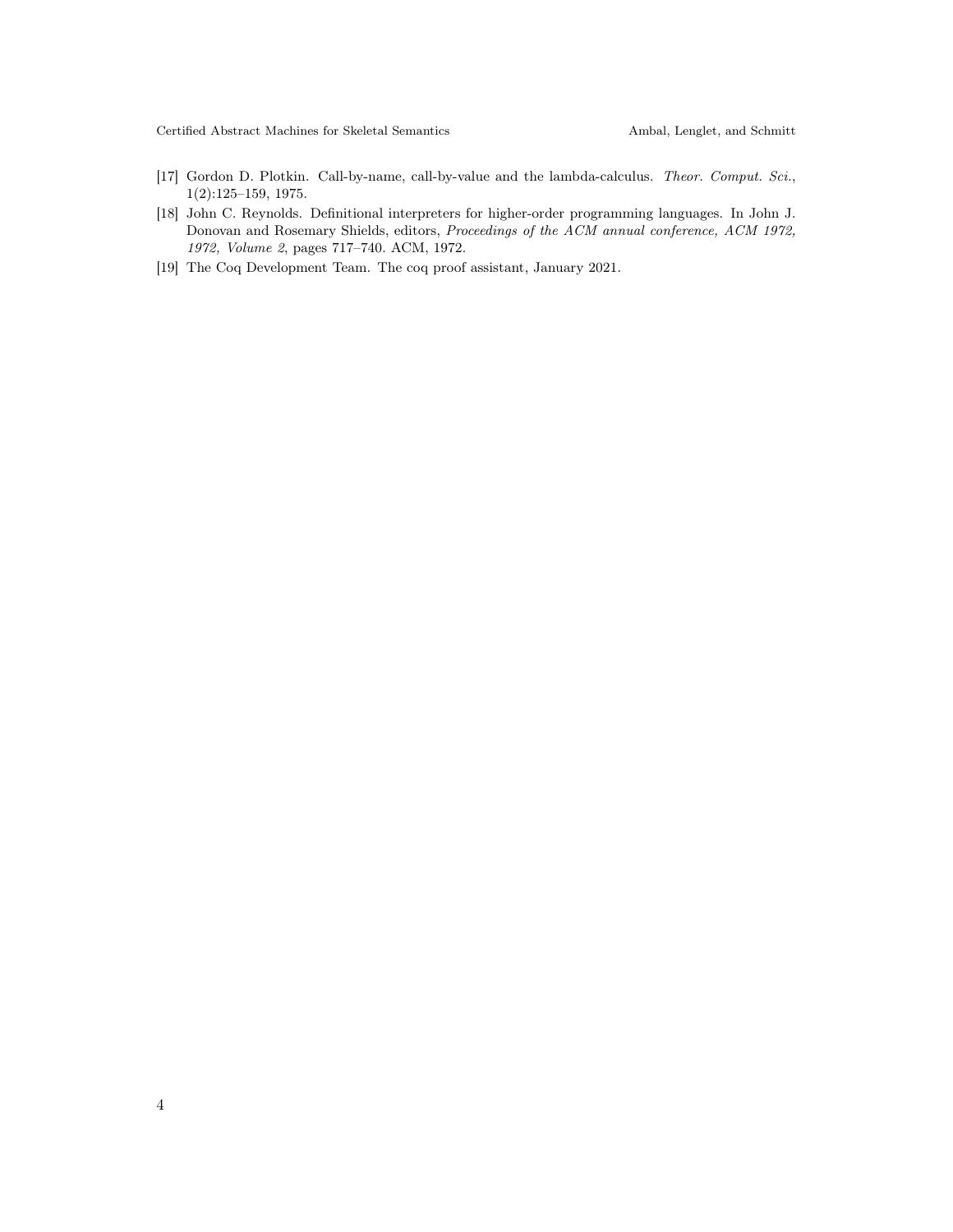[17] Gordon D. Plotkin. Call-by-name, call-by-value and the lambda-calculus. *Theor. Comput. Sci.*, 1(2):125–159, 1975.

[18] John C. Reynolds. Definitional interpreters for higher-order programming languages. In John J. Donovan and Rosemary Shields, editors, *Proceedings of the ACM annual conference, ACM 1972, 1972, Volume 2*, pages 717–740. ACM, 1972.

[19] The Coq Development Team. The coq proof assistant, January 2021.